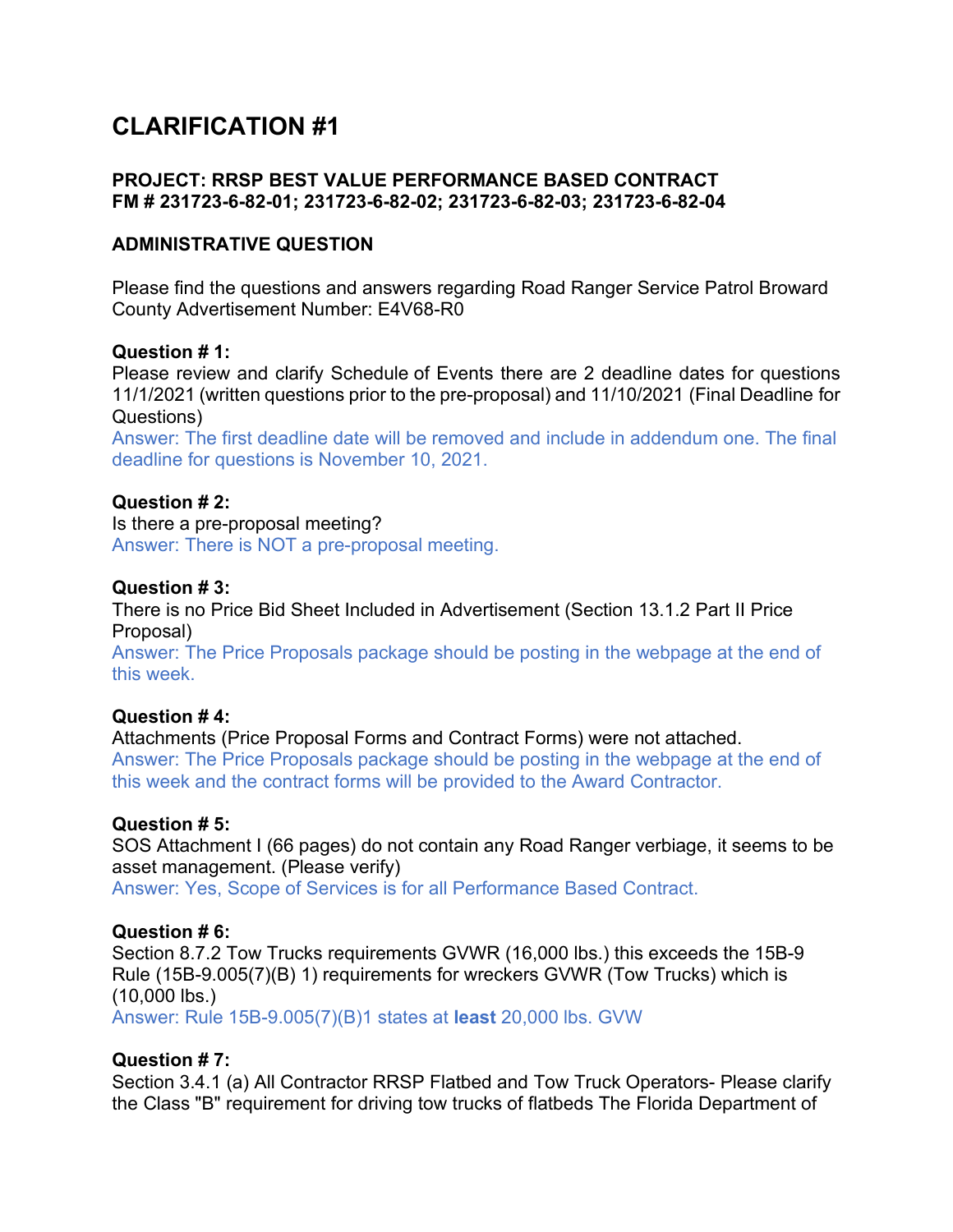# CLARIFICATION #1

**PROJECT: RRSP BEST VALUE PERFORMANCE BASED CONTRACT**
**FM # 231723-6-82-01; 231723-6-82-02; 231723-6-82-03; 231723-6-82-04**

**ADMINISTRATIVE QUESTION**

Please find the questions and answers regarding Road Ranger Service Patrol Broward County Advertisement Number: E4V68-R0

**Question # 1:**
Please review and clarify Schedule of Events there are 2 deadline dates for questions 11/1/2021 (written questions prior to the pre-proposal) and 11/10/2021 (Final Deadline for Questions)
Answer: The first deadline date will be removed and include in addendum one. The final deadline for questions is November 10, 2021.

**Question # 2:**
Is there a pre-proposal meeting?
Answer: There is NOT a pre-proposal meeting.

**Question # 3:**
There is no Price Bid Sheet Included in Advertisement (Section 13.1.2 Part II Price Proposal)
Answer: The Price Proposals package should be posting in the webpage at the end of this week.

**Question # 4:**
Attachments (Price Proposal Forms and Contract Forms) were not attached.
Answer: The Price Proposals package should be posting in the webpage at the end of this week and the contract forms will be provided to the Award Contractor.

**Question # 5:**
SOS Attachment I (66 pages) do not contain any Road Ranger verbiage, it seems to be asset management. (Please verify)
Answer: Yes, Scope of Services is for all Performance Based Contract.

**Question # 6:**
Section 8.7.2 Tow Trucks requirements GVWR (16,000 lbs.) this exceeds the 15B-9 Rule (15B-9.005(7)(B) 1) requirements for wreckers GVWR (Tow Trucks) which is (10,000 lbs.)
Answer: Rule 15B-9.005(7)(B)1 states at **least** 20,000 lbs. GVW

**Question # 7:**
Section 3.4.1 (a) All Contractor RRSP Flatbed and Tow Truck Operators- Please clarify the Class "B" requirement for driving tow trucks of flatbeds The Florida Department of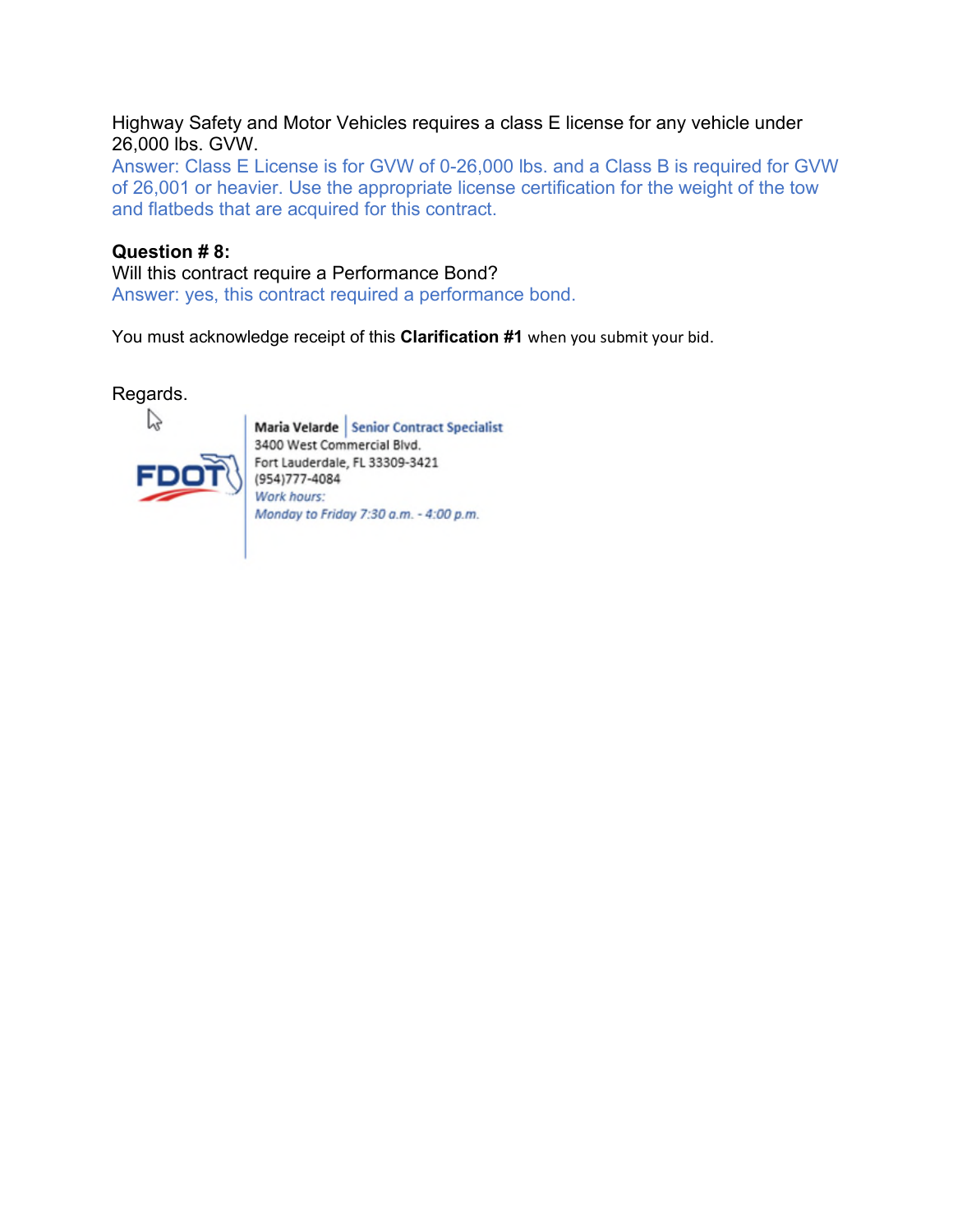Highway Safety and Motor Vehicles requires a class E license for any vehicle under 26,000 lbs. GVW.

Answer: Class E License is for GVW of 0-26,000 lbs. and a Class B is required for GVW of 26,001 or heavier. Use the appropriate license certification for the weight of the tow and flatbeds that are acquired for this contract.

**Question # 8:**

Will this contract require a Performance Bond?

Answer: yes, this contract required a performance bond.

You must acknowledge receipt of this **Clarification #1** when you submit your bid.

Regards.

FDOT

**Maria Velarde** | Senior Contract Specialist
3400 West Commercial Blvd.
Fort Lauderdale, FL 33309-3421
(954)777-4084
*Work hours:*
*Monday to Friday 7:30 a.m. - 4:00 p.m.*